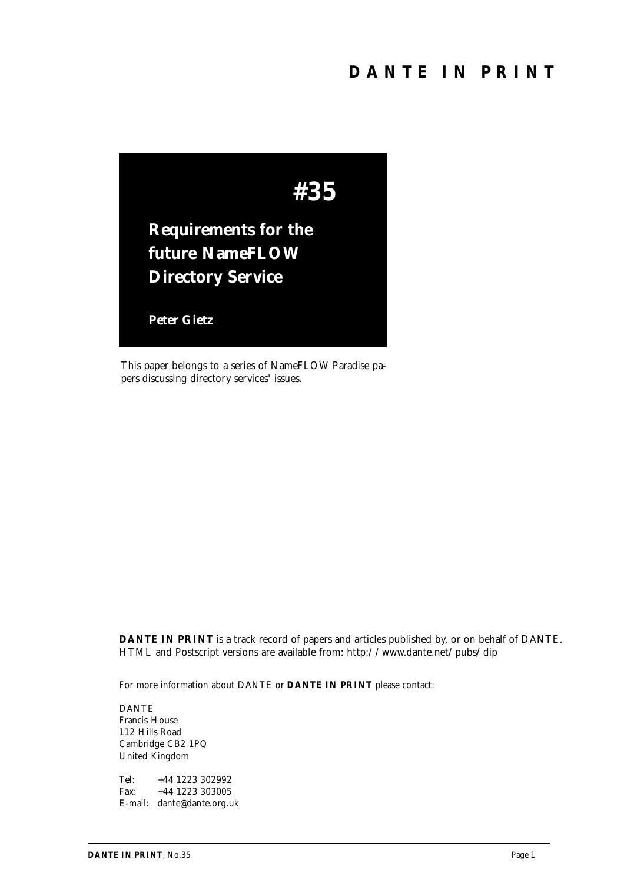# DANTE IN PRINT

# #35

## Requirements for the future NameFLOW Directory Service

**Peter Gietz**

This paper belongs to a series of NameFLOW Paradise papers discussing directory services' issues.

**DANTE IN PRINT** is a track record of papers and articles published by, or on behalf of DANTE. HTML and Postscript versions are available from: http://www.dante.net/pubs/dip

For more information about DANTE or **DANTE IN PRINT** please contact:

DANTE
Francis House
112 Hills Road
Cambridge CB2 1PQ
United Kingdom

Tel: +44 1223 302992
Fax: +44 1223 303005
E-mail: dante@dante.org.uk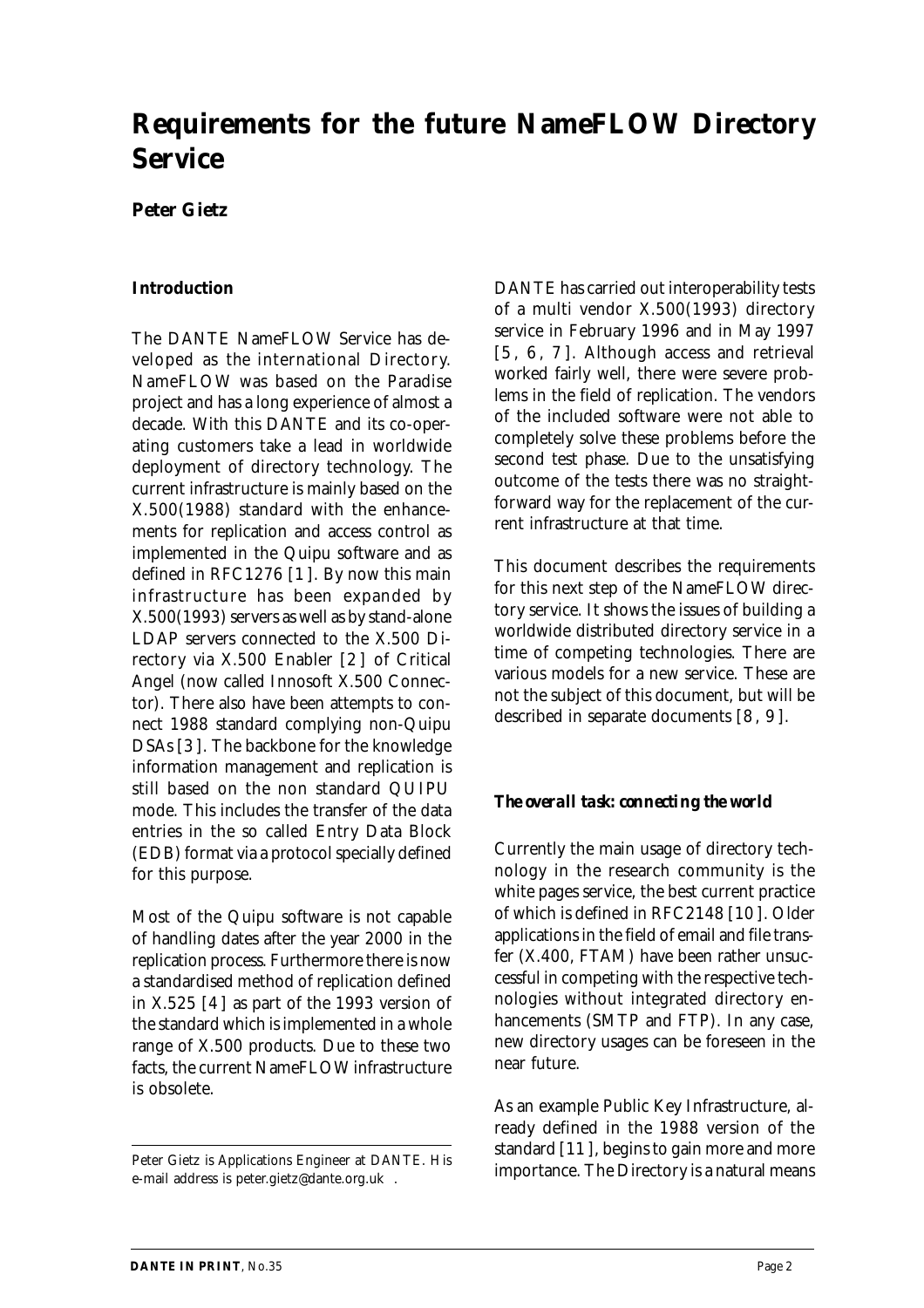# Requirements for the future NameFLOW Directory Service

**Peter Gietz**

### Introduction

The DANTE NameFLOW Service has developed as the international Directory. NameFLOW was based on the Paradise project and has a long experience of almost a decade. With this DANTE and its co-operating customers take a lead in worldwide deployment of directory technology. The current infrastructure is mainly based on the X.500(1988) standard with the enhancements for replication and access control as implemented in the Quipu software and as defined in RFC1276 [1]. By now this main infrastructure has been expanded by X.500(1993) servers as well as by stand-alone LDAP servers connected to the X.500 Directory via X.500 Enabler [2] of Critical Angel (now called Innosoft X.500 Connector). There also have been attempts to connect 1988 standard complying non-Quipu DSAs [3]. The backbone for the knowledge information management and replication is still based on the non standard QUIPU mode. This includes the transfer of the data entries in the so called Entry Data Block (EDB) format via a protocol specially defined for this purpose.

Most of the Quipu software is not capable of handling dates after the year 2000 in the replication process. Furthermore there is now a standardised method of replication defined in X.525 [4] as part of the 1993 version of the standard which is implemented in a whole range of X.500 products. Due to these two facts, the current NameFLOW infrastructure is obsolete.

DANTE has carried out interoperability tests of a multi vendor X.500(1993) directory service in February 1996 and in May 1997 [5, 6, 7]. Although access and retrieval worked fairly well, there were severe problems in the field of replication. The vendors of the included software were not able to completely solve these problems before the second test phase. Due to the unsatisfying outcome of the tests there was no straightforward way for the replacement of the current infrastructure at that time.

This document describes the requirements for this next step of the NameFLOW directory service. It shows the issues of building a worldwide distributed directory service in a time of competing technologies. There are various models for a new service. These are not the subject of this document, but will be described in separate documents [8, 9].

### *The overall task: connecting the world*

Currently the main usage of directory technology in the research community is the white pages service, the best current practice of which is defined in RFC2148 [10]. Older applications in the field of email and file transfer (X.400, FTAM) have been rather unsuccessful in competing with the respective technologies without integrated directory enhancements (SMTP and FTP). In any case, new directory usages can be foreseen in the near future.

As an example Public Key Infrastructure, already defined in the 1988 version of the standard [11], begins to gain more and more importance. The Directory is a natural means

Peter Gietz is Applications Engineer at DANTE. His e-mail address is peter.gietz@dante.org.uk .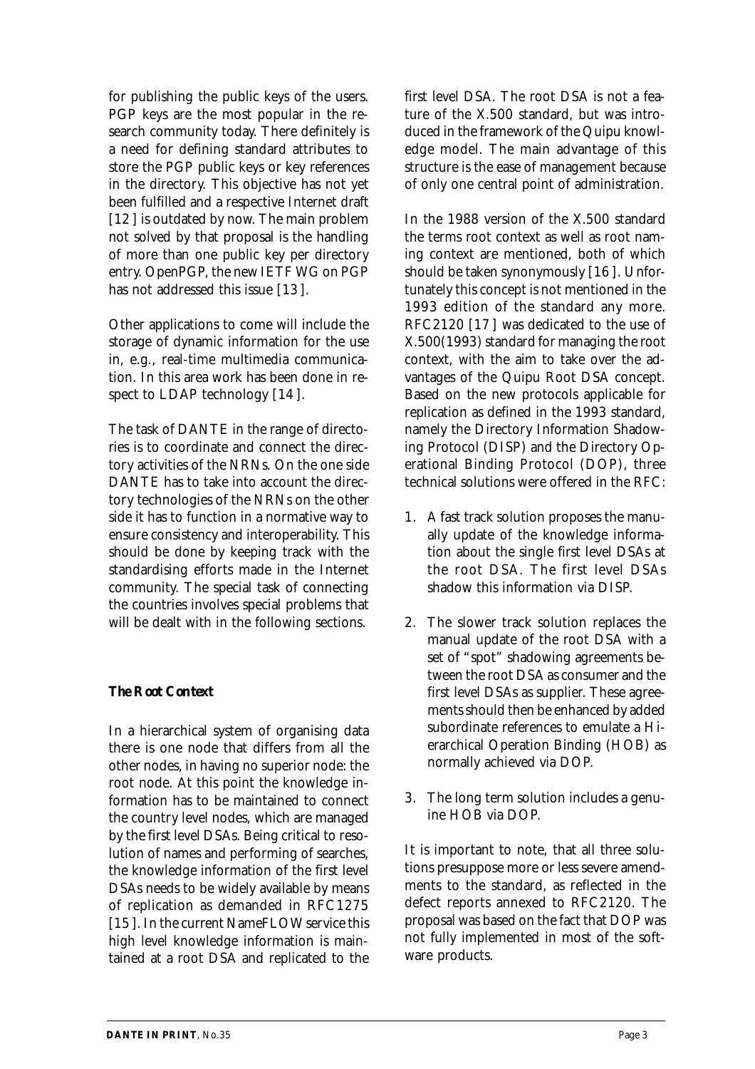for publishing the public keys of the users. PGP keys are the most popular in the research community today. There definitely is a need for defining standard attributes to store the PGP public keys or key references in the directory. This objective has not yet been fulfilled and a respective Internet draft [12] is outdated by now. The main problem not solved by that proposal is the handling of more than one public key per directory entry. OpenPGP, the new IETF WG on PGP has not addressed this issue [13].

Other applications to come will include the storage of dynamic information for the use in, e.g., real-time multimedia communication. In this area work has been done in respect to LDAP technology [14].

The task of DANTE in the range of directories is to coordinate and connect the directory activities of the NRNs. On the one side DANTE has to take into account the directory technologies of the NRNs on the other side it has to function in a normative way to ensure consistency and interoperability. This should be done by keeping track with the standardising efforts made in the Internet community. The special task of connecting the countries involves special problems that will be dealt with in the following sections.

### The Root Context

In a hierarchical system of organising data there is one node that differs from all the other nodes, in having no superior node: the root node. At this point the knowledge information has to be maintained to connect the country level nodes, which are managed by the first level DSAs. Being critical to resolution of names and performing of searches, the knowledge information of the first level DSAs needs to be widely available by means of replication as demanded in RFC1275 [15]. In the current NameFLOW service this high level knowledge information is maintained at a root DSA and replicated to the first level DSA. The root DSA is not a feature of the X.500 standard, but was introduced in the framework of the Quipu knowledge model. The main advantage of this structure is the ease of management because of only one central point of administration.

In the 1988 version of the X.500 standard the terms root context as well as root naming context are mentioned, both of which should be taken synonymously [16]. Unfortunately this concept is not mentioned in the 1993 edition of the standard any more. RFC2120 [17] was dedicated to the use of X.500(1993) standard for managing the root context, with the aim to take over the advantages of the Quipu Root DSA concept. Based on the new protocols applicable for replication as defined in the 1993 standard, namely the Directory Information Shadowing Protocol (DISP) and the Directory Operational Binding Protocol (DOP), three technical solutions were offered in the RFC:

1. A fast track solution proposes the manually update of the knowledge information about the single first level DSAs at the root DSA. The first level DSAs shadow this information via DISP.
2. The slower track solution replaces the manual update of the root DSA with a set of "spot" shadowing agreements between the root DSA as consumer and the first level DSAs as supplier. These agreements should then be enhanced by added subordinate references to emulate a Hierarchical Operation Binding (HOB) as normally achieved via DOP.
3. The long term solution includes a genuine HOB via DOP.

It is important to note, that all three solutions presuppose more or less severe amendments to the standard, as reflected in the defect reports annexed to RFC2120. The proposal was based on the fact that DOP was not fully implemented in most of the software products.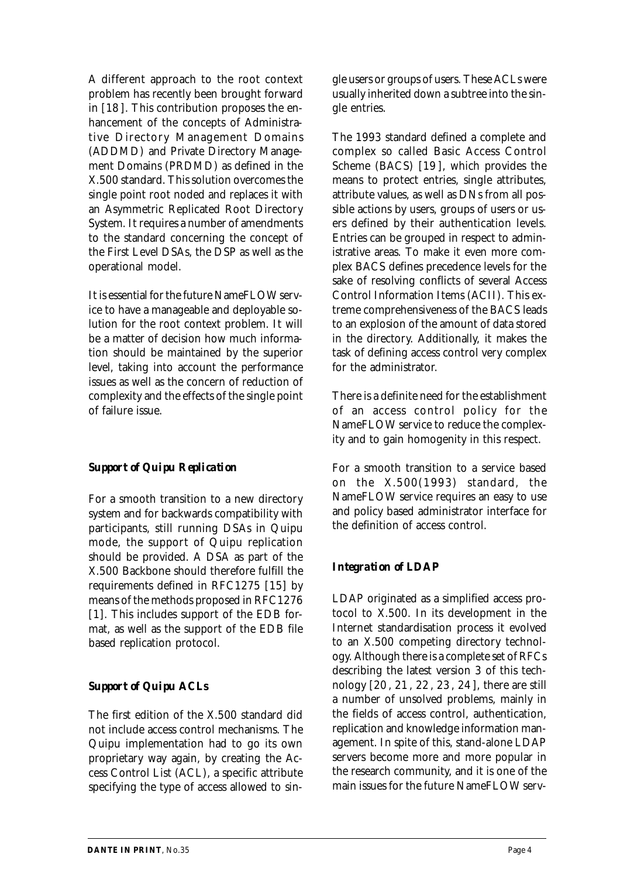A different approach to the root context problem has recently been brought forward in [18]. This contribution proposes the enhancement of the concepts of Administrative Directory Management Domains (ADDMD) and Private Directory Management Domains (PRDMD) as defined in the X.500 standard. This solution overcomes the single point root noded and replaces it with an Asymmetric Replicated Root Directory System. It requires a number of amendments to the standard concerning the concept of the First Level DSAs, the DSP as well as the operational model.

It is essential for the future NameFLOW service to have a manageable and deployable solution for the root context problem. It will be a matter of decision how much information should be maintained by the superior level, taking into account the performance issues as well as the concern of reduction of complexity and the effects of the single point of failure issue.

### *Support of Quipu Replication*

For a smooth transition to a new directory system and for backwards compatibility with participants, still running DSAs in Quipu mode, the support of Quipu replication should be provided. A DSA as part of the X.500 Backbone should therefore fulfill the requirements defined in RFC1275 [15] by means of the methods proposed in RFC1276 [1]. This includes support of the EDB format, as well as the support of the EDB file based replication protocol.

### *Support of Quipu ACLs*

The first edition of the X.500 standard did not include access control mechanisms. The Quipu implementation had to go its own proprietary way again, by creating the Access Control List (ACL), a specific attribute specifying the type of access allowed to single users or groups of users. These ACLs were usually inherited down a subtree into the single entries.

The 1993 standard defined a complete and complex so called Basic Access Control Scheme (BACS) [19], which provides the means to protect entries, single attributes, attribute values, as well as DNs from all possible actions by users, groups of users or users defined by their authentication levels. Entries can be grouped in respect to administrative areas. To make it even more complex BACS defines precedence levels for the sake of resolving conflicts of several Access Control Information Items (ACII). This extreme comprehensiveness of the BACS leads to an explosion of the amount of data stored in the directory. Additionally, it makes the task of defining access control very complex for the administrator.

There is a definite need for the establishment of an access control policy for the NameFLOW service to reduce the complexity and to gain homogenity in this respect.

For a smooth transition to a service based on the X.500(1993) standard, the NameFLOW service requires an easy to use and policy based administrator interface for the definition of access control.

### *Integration of LDAP*

LDAP originated as a simplified access protocol to X.500. In its development in the Internet standardisation process it evolved to an X.500 competing directory technology. Although there is a complete set of RFCs describing the latest version 3 of this technology [20, 21, 22, 23, 24], there are still a number of unsolved problems, mainly in the fields of access control, authentication, replication and knowledge information management. In spite of this, stand-alone LDAP servers become more and more popular in the research community, and it is one of the main issues for the future NameFLOW serv-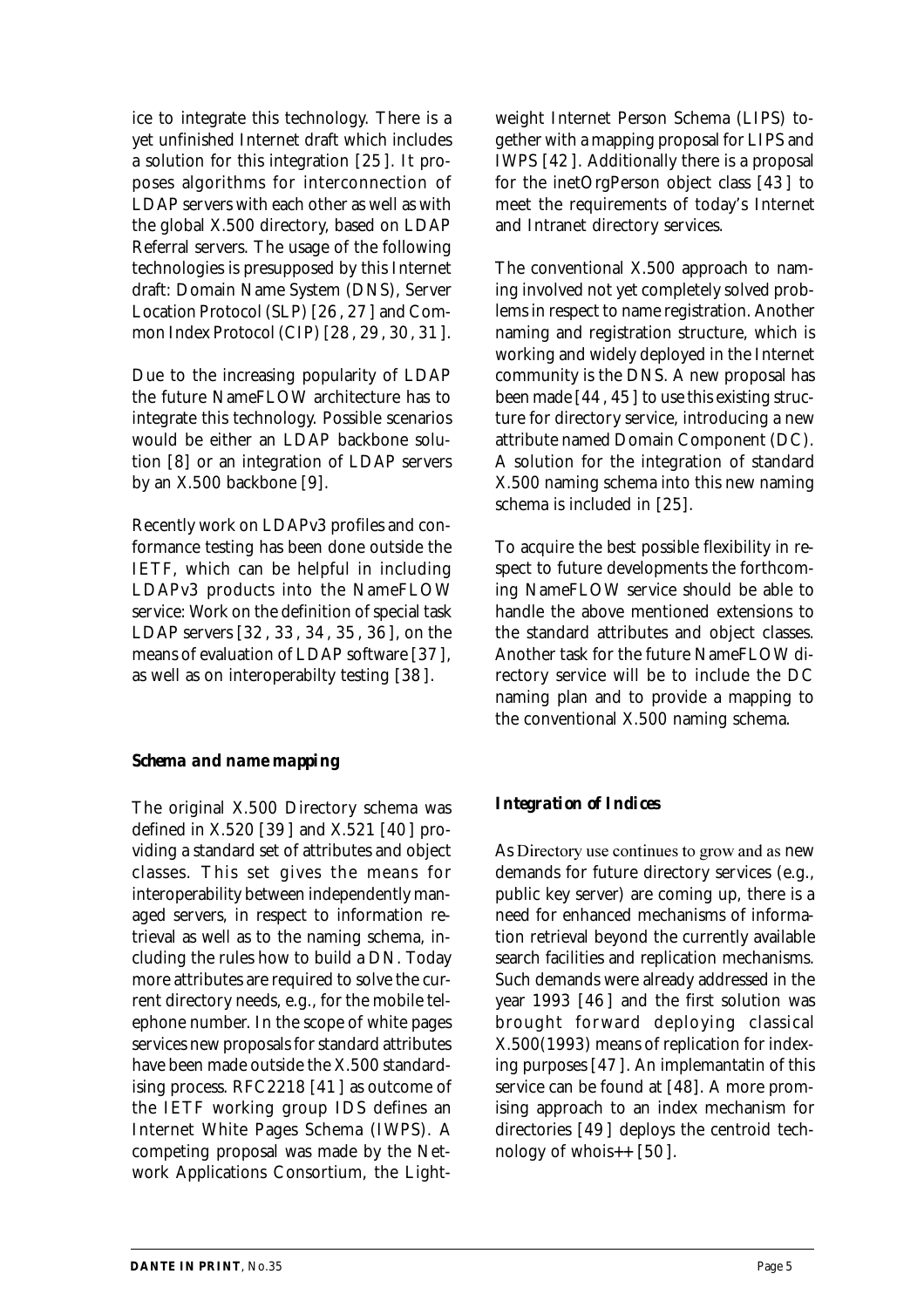ice to integrate this technology. There is a yet unfinished Internet draft which includes a solution for this integration [25]. It proposes algorithms for interconnection of LDAP servers with each other as well as with the global X.500 directory, based on LDAP Referral servers. The usage of the following technologies is presupposed by this Internet draft: Domain Name System (DNS), Server Location Protocol (SLP) [26, 27] and Common Index Protocol (CIP) [28, 29, 30, 31].

Due to the increasing popularity of LDAP the future NameFLOW architecture has to integrate this technology. Possible scenarios would be either an LDAP backbone solution [8] or an integration of LDAP servers by an X.500 backbone [9].

Recently work on LDAPv3 profiles and conformance testing has been done outside the IETF, which can be helpful in including LDAPv3 products into the NameFLOW service: Work on the definition of special task LDAP servers [32, 33, 34, 35, 36], on the means of evaluation of LDAP software [37], as well as on interoperabilty testing [38].

### Schema and name mapping

The original X.500 Directory schema was defined in X.520 [39] and X.521 [40] providing a standard set of attributes and object classes. This set gives the means for interoperability between independently managed servers, in respect to information retrieval as well as to the naming schema, including the rules how to build a DN. Today more attributes are required to solve the current directory needs, e.g., for the mobile telephone number. In the scope of white pages services new proposals for standard attributes have been made outside the X.500 standardising process. RFC2218 [41] as outcome of the IETF working group IDS defines an Internet White Pages Schema (IWPS). A competing proposal was made by the Network Applications Consortium, the Lightweight Internet Person Schema (LIPS) together with a mapping proposal for LIPS and IWPS [42]. Additionally there is a proposal for the inetOrgPerson object class [43] to meet the requirements of today's Internet and Intranet directory services.

The conventional X.500 approach to naming involved not yet completely solved problems in respect to name registration. Another naming and registration structure, which is working and widely deployed in the Internet community is the DNS. A new proposal has been made [44, 45] to use this existing structure for directory service, introducing a new attribute named Domain Component (DC). A solution for the integration of standard X.500 naming schema into this new naming schema is included in [25].

To acquire the best possible flexibility in respect to future developments the forthcoming NameFLOW service should be able to handle the above mentioned extensions to the standard attributes and object classes. Another task for the future NameFLOW directory service will be to include the DC naming plan and to provide a mapping to the conventional X.500 naming schema.

### Integration of Indices

As Directory use continues to grow and as new demands for future directory services (e.g., public key server) are coming up, there is a need for enhanced mechanisms of information retrieval beyond the currently available search facilities and replication mechanisms. Such demands were already addressed in the year 1993 [46] and the first solution was brought forward deploying classical X.500(1993) means of replication for indexing purposes [47]. An implemantatin of this service can be found at [48]. A more promising approach to an index mechanism for directories [49] deploys the centroid technology of whois++ [50].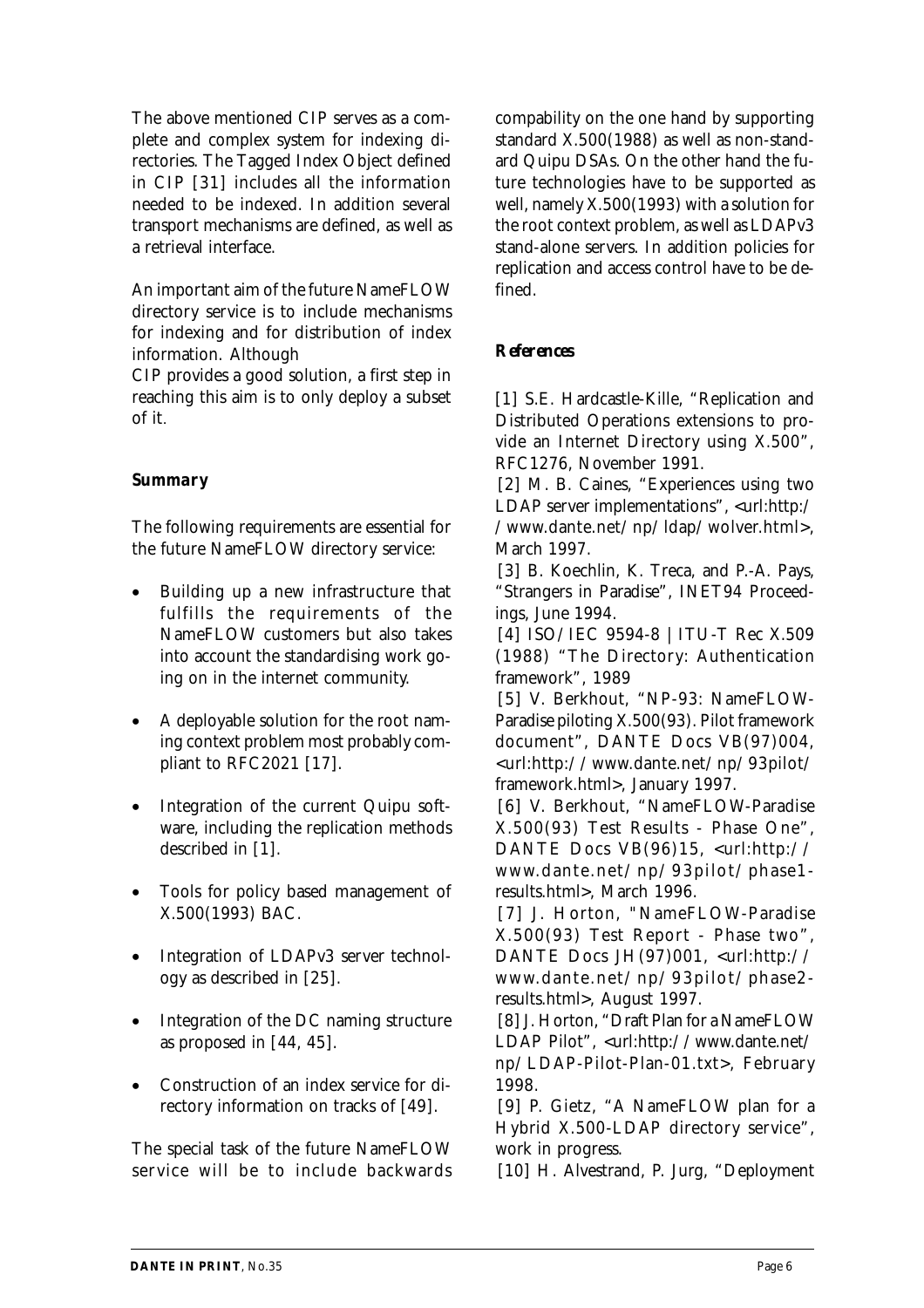The above mentioned CIP serves as a complete and complex system for indexing directories. The Tagged Index Object defined in CIP [31] includes all the information needed to be indexed. In addition several transport mechanisms are defined, as well as a retrieval interface.

An important aim of the future NameFLOW directory service is to include mechanisms for indexing and for distribution of index information. Although
CIP provides a good solution, a first step in reaching this aim is to only deploy a subset of it.

### Summary

The following requirements are essential for the future NameFLOW directory service:

- Building up a new infrastructure that fulfills the requirements of the NameFLOW customers but also takes into account the standardising work going on in the internet community.
- A deployable solution for the root naming context problem most probably compliant to RFC2021 [17].
- Integration of the current Quipu software, including the replication methods described in [1].
- Tools for policy based management of X.500(1993) BAC.
- Integration of LDAPv3 server technology as described in [25].
- Integration of the DC naming structure as proposed in [44, 45].
- Construction of an index service for directory information on tracks of [49].

The special task of the future NameFLOW service will be to include backwards compability on the one hand by supporting standard X.500(1988) as well as non-standard Quipu DSAs. On the other hand the future technologies have to be supported as well, namely X.500(1993) with a solution for the root context problem, as well as LDAPv3 stand-alone servers. In addition policies for replication and access control have to be defined.

### References

[1] S.E. Hardcastle-Kille, "Replication and Distributed Operations extensions to provide an Internet Directory using X.500", RFC1276, November 1991.

[2] M. B. Caines, "Experiences using two LDAP server implementations", <url:http://www.dante.net/np/ldap/wolver.html>, March 1997.

[3] B. Koechlin, K. Treca, and P.-A. Pays, "Strangers in Paradise", INET94 Proceedings, June 1994.

[4] ISO/IEC 9594-8 | ITU-T Rec X.509 (1988) "The Directory: Authentication framework", 1989

[5] V. Berkhout, "NP-93: NameFLOW-Paradise piloting X.500(93). Pilot framework document", DANTE Docs VB(97)004, <url:http://www.dante.net/np/93pilot/framework.html>, January 1997.

[6] V. Berkhout, "NameFLOW-Paradise X.500(93) Test Results - Phase One", DANTE Docs VB(96)15, <url:http://www.dante.net/np/93pilot/phase1-results.html>, March 1996.

[7] J. Horton, "NameFLOW-Paradise X.500(93) Test Report - Phase two", DANTE Docs JH(97)001, <url:http://www.dante.net/np/93pilot/phase2-results.html>, August 1997.

[8] J. Horton, "Draft Plan for a NameFLOW LDAP Pilot", <url:http://www.dante.net/np/LDAP-Pilot-Plan-01.txt>, February 1998.

[9] P. Gietz, "A NameFLOW plan for a Hybrid X.500-LDAP directory service", work in progress.

[10] H. Alvestrand, P. Jurg, "Deployment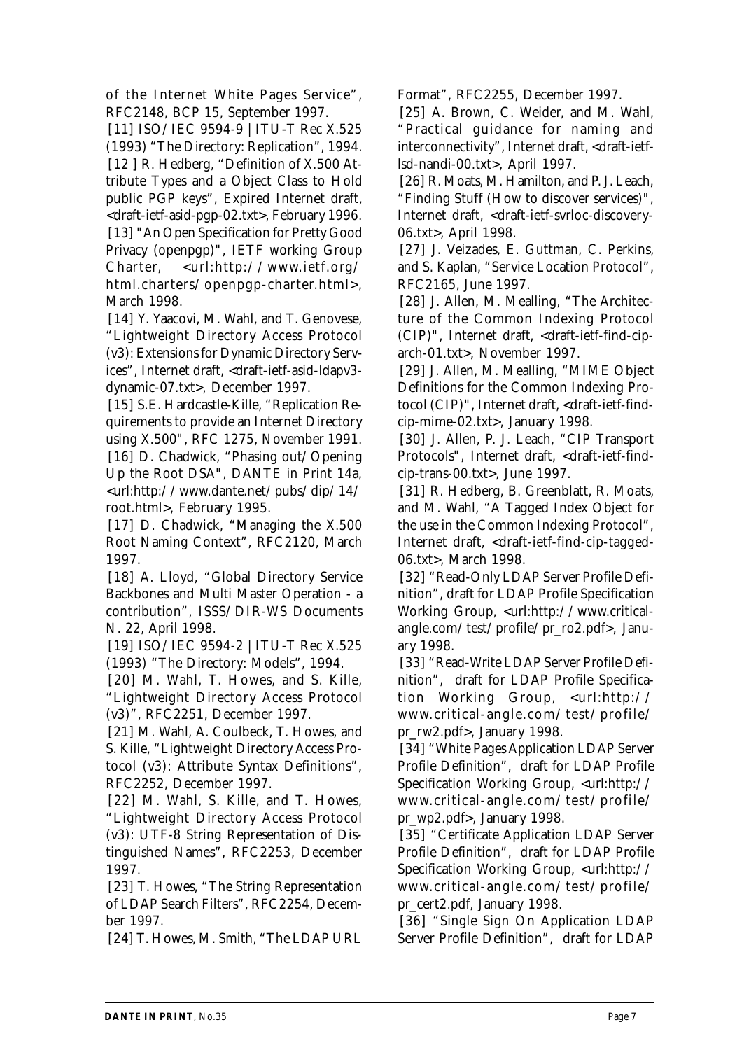of the Internet White Pages Service", RFC2148, BCP 15, September 1997.

[11] ISO/IEC 9594-9 | ITU-T Rec X.525 (1993) "The Directory: Replication", 1994.

[12 ] R. Hedberg, "Definition of X.500 Attribute Types and a Object Class to Hold public PGP keys", Expired Internet draft, <draft-ietf-asid-pgp-02.txt>, February 1996.

[13] "An Open Specification for Pretty Good Privacy (openpgp)", IETF working Group Charter, <url:http://www.ietf.org/html.charters/openpgp-charter.html>, March 1998.

[14] Y. Yaacovi, M. Wahl, and T. Genovese, "Lightweight Directory Access Protocol (v3): Extensions for Dynamic Directory Services", Internet draft, <draft-ietf-asid-ldapv3-dynamic-07.txt>, December 1997.

[15] S.E. Hardcastle-Kille, "Replication Requirements to provide an Internet Directory using X.500", RFC 1275, November 1991.

[16] D. Chadwick, "Phasing out/Opening Up the Root DSA", DANTE in Print 14a, <url:http://www.dante.net/pubs/dip/14/root.html>, February 1995.

[17] D. Chadwick, "Managing the X.500 Root Naming Context", RFC2120, March 1997.

[18] A. Lloyd, "Global Directory Service Backbones and Multi Master Operation - a contribution", ISSS/DIR-WS Documents N. 22, April 1998.

[19] ISO/IEC 9594-2 | ITU-T Rec X.525 (1993) "The Directory: Models", 1994.

[20] M. Wahl, T. Howes, and S. Kille, "Lightweight Directory Access Protocol (v3)", RFC2251, December 1997.

[21] M. Wahl, A. Coulbeck, T. Howes, and S. Kille, "Lightweight Directory Access Protocol (v3): Attribute Syntax Definitions", RFC2252, December 1997.

[22] M. Wahl, S. Kille, and T. Howes, "Lightweight Directory Access Protocol (v3): UTF-8 String Representation of Distinguished Names", RFC2253, December 1997.

[23] T. Howes, "The String Representation of LDAP Search Filters", RFC2254, December 1997.

[24] T. Howes, M. Smith, "The LDAP URL Format", RFC2255, December 1997.

[25] A. Brown, C. Weider, and M. Wahl, "Practical guidance for naming and interconnectivity", Internet draft, <draft-ietf-lsd-nandi-00.txt>, April 1997.

[26] R. Moats, M. Hamilton, and P. J. Leach, "Finding Stuff (How to discover services)", Internet draft, <draft-ietf-svrloc-discovery-06.txt>, April 1998.

[27] J. Veizades, E. Guttman, C. Perkins, and S. Kaplan, "Service Location Protocol", RFC2165, June 1997.

[28] J. Allen, M. Mealling, "The Architecture of the Common Indexing Protocol (CIP)", Internet draft, <draft-ietf-find-cip-arch-01.txt>, November 1997.

[29] J. Allen, M. Mealling, "MIME Object Definitions for the Common Indexing Protocol (CIP)", Internet draft, <draft-ietf-find-cip-mime-02.txt>, January 1998.

[30] J. Allen, P. J. Leach, "CIP Transport Protocols", Internet draft, <draft-ietf-find-cip-trans-00.txt>, June 1997.

[31] R. Hedberg, B. Greenblatt, R. Moats, and M. Wahl, "A Tagged Index Object for the use in the Common Indexing Protocol", Internet draft, <draft-ietf-find-cip-tagged-06.txt>, March 1998.

[32] "Read-Only LDAP Server Profile Definition", draft for LDAP Profile Specification Working Group, <url:http://www.critical-angle.com/test/profile/pr_ro2.pdf>, January 1998.

[33] "Read-Write LDAP Server Profile Definition", draft for LDAP Profile Specification Working Group, <url:http://www.critical-angle.com/test/profile/pr_rw2.pdf>, January 1998.

[34] "White Pages Application LDAP Server Profile Definition", draft for LDAP Profile Specification Working Group, <url:http://www.critical-angle.com/test/profile/pr_wp2.pdf>, January 1998.

[35] "Certificate Application LDAP Server Profile Definition", draft for LDAP Profile Specification Working Group, <url:http://www.critical-angle.com/test/profile/pr_cert2.pdf, January 1998.

[36] "Single Sign On Application LDAP Server Profile Definition", draft for LDAP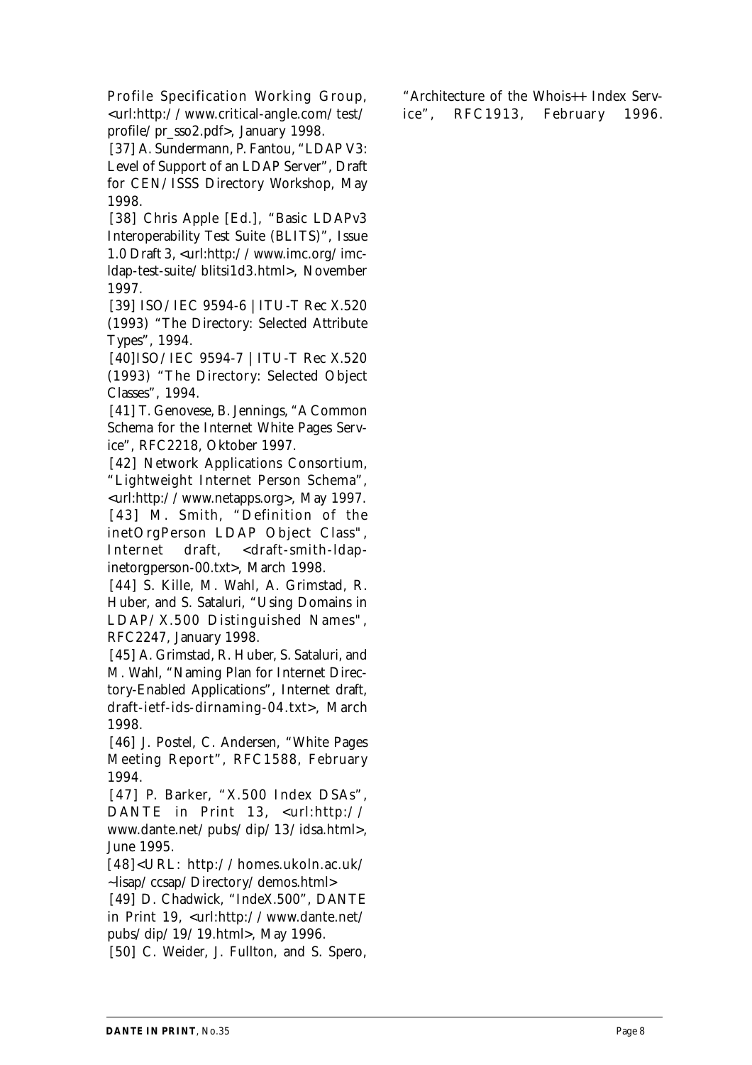Profile Specification Working Group, <url:http://www.critical-angle.com/test/profile/pr_sso2.pdf>, January 1998.

[37] A. Sundermann, P. Fantou, "LDAP V3: Level of Support of an LDAP Server", Draft for CEN/ISSS Directory Workshop, May 1998.

[38] Chris Apple [Ed.], "Basic LDAPv3 Interoperability Test Suite (BLITS)", Issue 1.0 Draft 3, <url:http://www.imc.org/imc-ldap-test-suite/blitsi1d3.html>, November 1997.

[39] ISO/IEC 9594-6 | ITU-T Rec X.520 (1993) "The Directory: Selected Attribute Types", 1994.

[40]ISO/IEC 9594-7 | ITU-T Rec X.520 (1993) "The Directory: Selected Object Classes", 1994.

[41] T. Genovese, B. Jennings, "A Common Schema for the Internet White Pages Service", RFC2218, Oktober 1997.

[42] Network Applications Consortium, "Lightweight Internet Person Schema", <url:http://www.netapps.org>, May 1997.

[43] M. Smith, "Definition of the inetOrgPerson LDAP Object Class", Internet draft, <draft-smith-ldap-inetorgperson-00.txt>, March 1998.

[44] S. Kille, M. Wahl, A. Grimstad, R. Huber, and S. Sataluri, "Using Domains in LDAP/X.500 Distinguished Names", RFC2247, January 1998.

[45] A. Grimstad, R. Huber, S. Sataluri, and M. Wahl, "Naming Plan for Internet Directory-Enabled Applications", Internet draft, draft-ietf-ids-dirnaming-04.txt>, March 1998.

[46] J. Postel, C. Andersen, "White Pages Meeting Report", RFC1588, February 1994.

[47] P. Barker, "X.500 Index DSAs", DANTE in Print 13, <url:http://www.dante.net/pubs/dip/13/idsa.html>, June 1995.

[48]<URL: http://homes.ukoln.ac.uk/~lisap/ccsap/Directory/demos.html>

[49] D. Chadwick, "IndeX.500", DANTE in Print 19, <url:http://www.dante.net/pubs/dip/19/19.html>, May 1996.

[50] C. Weider, J. Fullton, and S. Spero, "Architecture of the Whois++ Index Service", RFC1913, February 1996.